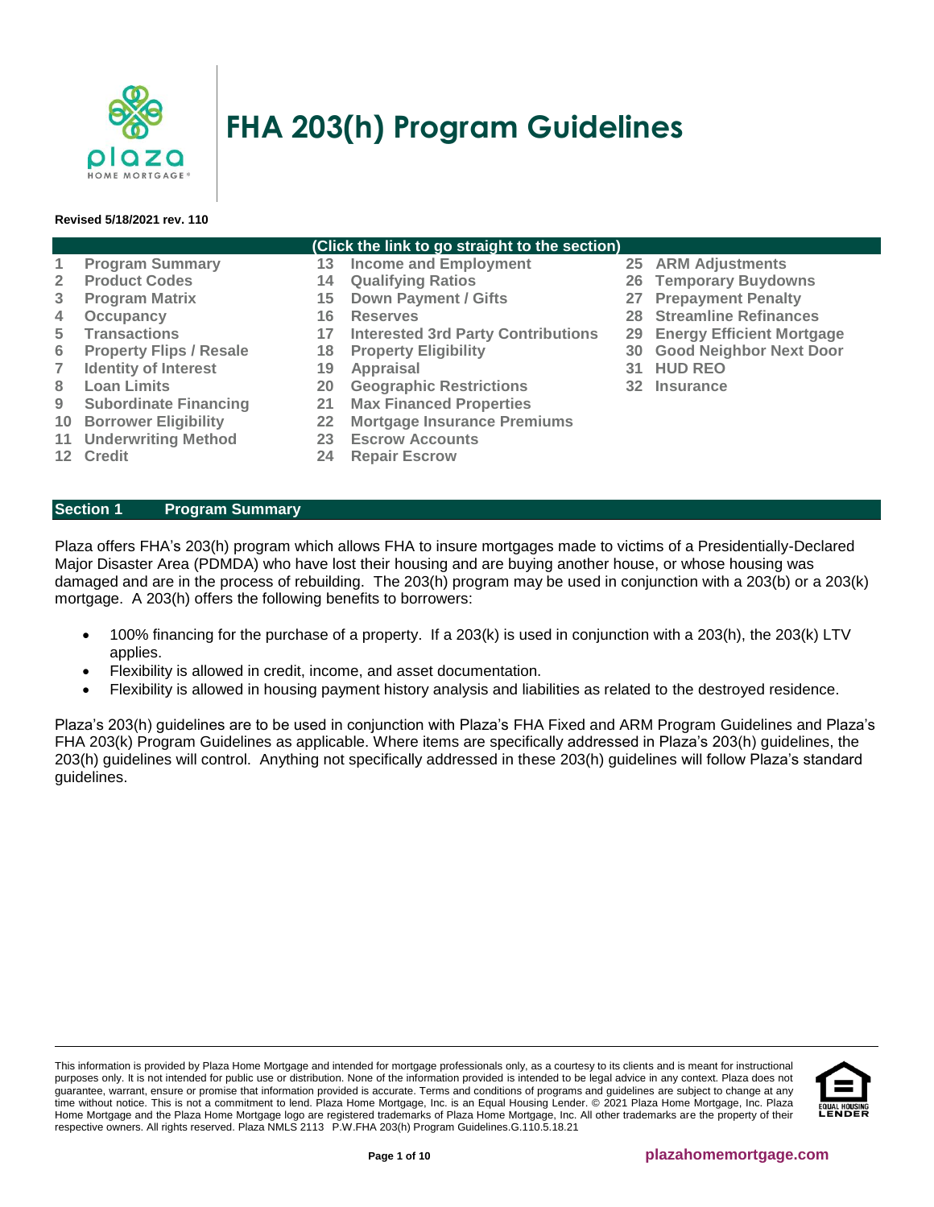# FHA 203(h) Program Guidelines

**Revised 5/18/2021 rev. 110**

| (Click the link to go straight to the section) | | |
|---|---|---|
| 1 Program Summary | 13 Income and Employment | 25 ARM Adjustments |
| 2 Product Codes | 14 Qualifying Ratios | 26 Temporary Buydowns |
| 3 Program Matrix | 15 Down Payment / Gifts | 27 Prepayment Penalty |
| 4 Occupancy | 16 Reserves | 28 Streamline Refinances |
| 5 Transactions | 17 Interested 3rd Party Contributions | 29 Energy Efficient Mortgage |
| 6 Property Flips / Resale | 18 Property Eligibility | 30 Good Neighbor Next Door |
| 7 Identity of Interest | 19 Appraisal | 31 HUD REO |
| 8 Loan Limits | 20 Geographic Restrictions | 32 Insurance |
| 9 Subordinate Financing | 21 Max Financed Properties | |
| 10 Borrower Eligibility | 22 Mortgage Insurance Premiums | |
| 11 Underwriting Method | 23 Escrow Accounts | |
| 12 Credit | 24 Repair Escrow | |

## Section 1 Program Summary

Plaza offers FHA's 203(h) program which allows FHA to insure mortgages made to victims of a Presidentially-Declared Major Disaster Area (PDMDA) who have lost their housing and are buying another house, or whose housing was damaged and are in the process of rebuilding. The 203(h) program may be used in conjunction with a 203(b) or a 203(k) mortgage. A 203(h) offers the following benefits to borrowers:

- 100% financing for the purchase of a property. If a 203(k) is used in conjunction with a 203(h), the 203(k) LTV applies.
- Flexibility is allowed in credit, income, and asset documentation.
- Flexibility is allowed in housing payment history analysis and liabilities as related to the destroyed residence.

Plaza's 203(h) guidelines are to be used in conjunction with Plaza's FHA Fixed and ARM Program Guidelines and Plaza's FHA 203(k) Program Guidelines as applicable. Where items are specifically addressed in Plaza's 203(h) guidelines, the 203(h) guidelines will control. Anything not specifically addressed in these 203(h) guidelines will follow Plaza's standard guidelines.

This information is provided by Plaza Home Mortgage and intended for mortgage professionals only, as a courtesy to its clients and is meant for instructional purposes only. It is not intended for public use or distribution. None of the information provided is intended to be legal advice in any context. Plaza does not guarantee, warrant, ensure or promise that information provided is accurate. Terms and conditions of programs and guidelines are subject to change at any time without notice. This is not a commitment to lend. Plaza Home Mortgage, Inc. is an Equal Housing Lender. © 2021 Plaza Home Mortgage, Inc. Plaza Home Mortgage and the Plaza Home Mortgage logo are registered trademarks of Plaza Home Mortgage, Inc. All other trademarks are the property of their respective owners. All rights reserved. Plaza NMLS 2113 P.W.FHA 203(h) Program Guidelines.G.110.5.18.21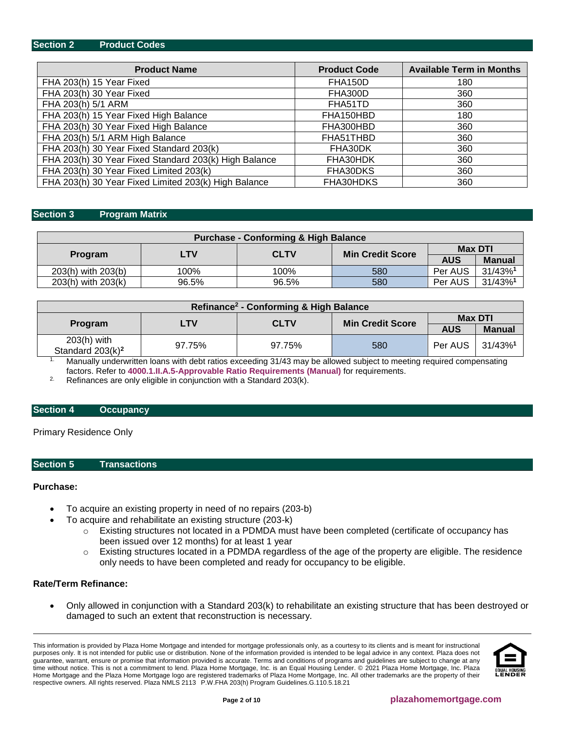## Section 2 Product Codes

| Product Name | Product Code | Available Term in Months |
|---|---|---|
| FHA 203(h) 15 Year Fixed | FHA150D | 180 |
| FHA 203(h) 30 Year Fixed | FHA300D | 360 |
| FHA 203(h) 5/1 ARM | FHA51TD | 360 |
| FHA 203(h) 15 Year Fixed High Balance | FHA150HBD | 180 |
| FHA 203(h) 30 Year Fixed High Balance | FHA300HBD | 360 |
| FHA 203(h) 5/1 ARM High Balance | FHA51THBD | 360 |
| FHA 203(h) 30 Year Fixed Standard 203(k) | FHA30DK | 360 |
| FHA 203(h) 30 Year Fixed Standard 203(k) High Balance | FHA30HDK | 360 |
| FHA 203(h) 30 Year Fixed Limited 203(k) | FHA30DKS | 360 |
| FHA 203(h) 30 Year Fixed Limited 203(k) High Balance | FHA30HDKS | 360 |

## Section 3 Program Matrix

| Purchase - Conforming & High Balance | | | | | |
|---|---|---|---|---|---|
| Program | LTV | CLTV | Min Credit Score | Max DTI | |
| | | | | AUS | Manual |
| 203(h) with 203(b) | 100% | 100% | 580 | Per AUS | 31/43%[1] |
| 203(h) with 203(k) | 96.5% | 96.5% | 580 | Per AUS | 31/43%[1] |

| Refinance[2] - Conforming & High Balance | | | | | |
|---|---|---|---|---|---|
| Program | LTV | CLTV | Min Credit Score | Max DTI | |
| | | | | AUS | Manual |
| 203(h) with Standard 203(k)[2] | 97.75% | 97.75% | 580 | Per AUS | 31/43%[1] |

1. Manually underwritten loans with debt ratios exceeding 31/43 may be allowed subject to meeting required compensating factors. Refer to **4000.1.II.A.5-Approvable Ratio Requirements (Manual)** for requirements.
2. Refinances are only eligible in conjunction with a Standard 203(k).

## Section 4 Occupancy

Primary Residence Only

## Section 5 Transactions

**Purchase:**

- To acquire an existing property in need of no repairs (203-b)
- To acquire and rehabilitate an existing structure (203-k)
  - Existing structures not located in a PDMDA must have been completed (certificate of occupancy has been issued over 12 months) for at least 1 year
  - Existing structures located in a PDMDA regardless of the age of the property are eligible. The residence only needs to have been completed and ready for occupancy to be eligible.

**Rate/Term Refinance:**

- Only allowed in conjunction with a Standard 203(k) to rehabilitate an existing structure that has been destroyed or damaged to such an extent that reconstruction is necessary.

This information is provided by Plaza Home Mortgage and intended for mortgage professionals only, as a courtesy to its clients and is meant for instructional purposes only. It is not intended for public use or distribution. None of the information provided is intended to be legal advice in any context. Plaza does not guarantee, warrant, ensure or promise that information provided is accurate. Terms and conditions of programs and guidelines are subject to change at any time without notice. This is not a commitment to lend. Plaza Home Mortgage, Inc. is an Equal Housing Lender. © 2021 Plaza Home Mortgage, Inc. Plaza Home Mortgage and the Plaza Home Mortgage logo are registered trademarks of Plaza Home Mortgage, Inc. All other trademarks are the property of their respective owners. All rights reserved. Plaza NMLS 2113 P.W.FHA 203(h) Program Guidelines.G.110.5.18.21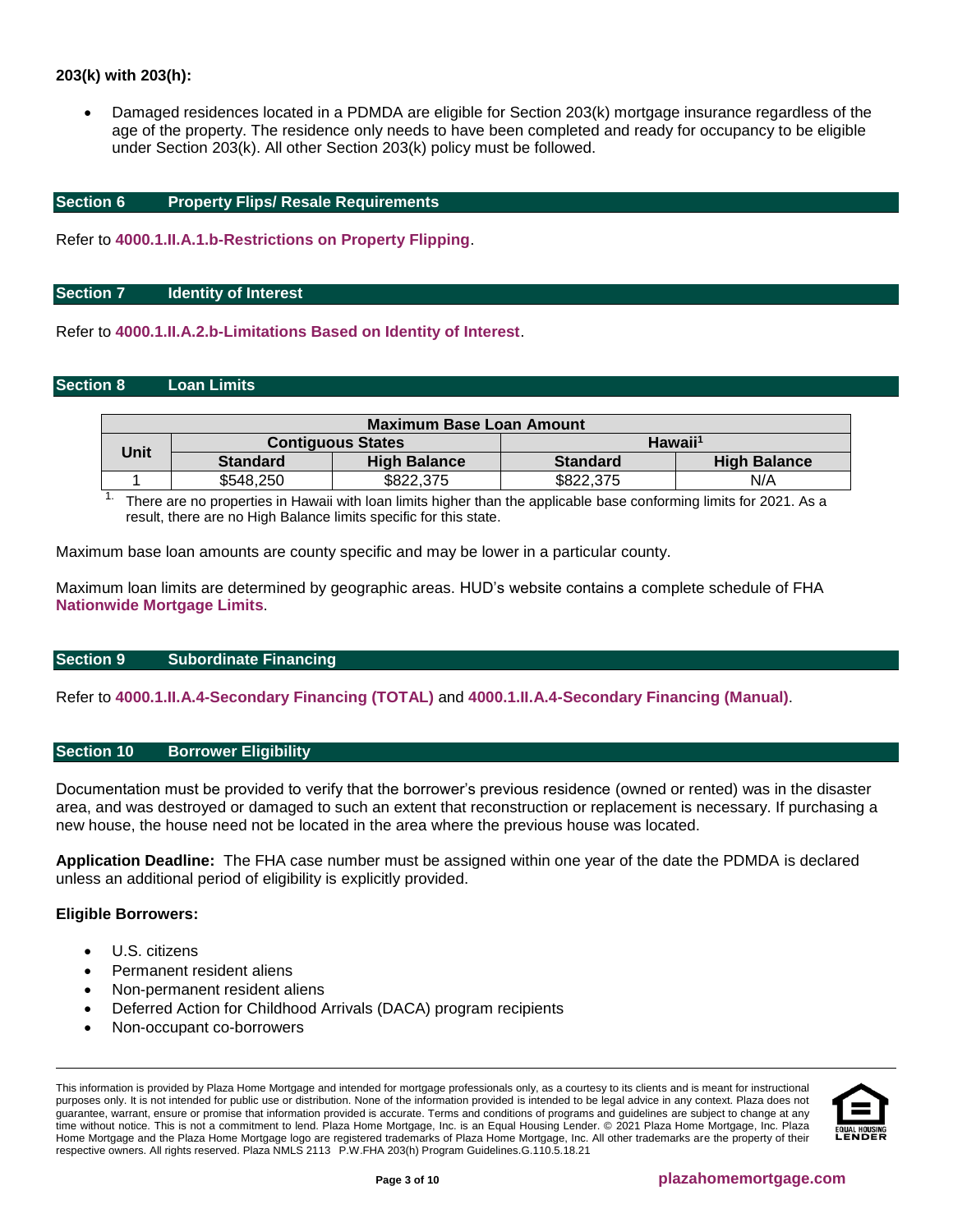**203(k) with 203(h):**

- Damaged residences located in a PDMDA are eligible for Section 203(k) mortgage insurance regardless of the age of the property. The residence only needs to have been completed and ready for occupancy to be eligible under Section 203(k). All other Section 203(k) policy must be followed.

## Section 6 Property Flips/ Resale Requirements

Refer to **4000.1.II.A.1.b-Restrictions on Property Flipping**.

## Section 7 Identity of Interest

Refer to **4000.1.II.A.2.b-Limitations Based on Identity of Interest**.

## Section 8 Loan Limits

| Maximum Base Loan Amount | | | | |
|---|---|---|---|---|
| Unit | Contiguous States | | Hawaii[1] | |
| | Standard | High Balance | Standard | High Balance |
| 1 | $548,250 | $822,375 | $822,375 | N/A |

1. There are no properties in Hawaii with loan limits higher than the applicable base conforming limits for 2021. As a result, there are no High Balance limits specific for this state.

Maximum base loan amounts are county specific and may be lower in a particular county.

Maximum loan limits are determined by geographic areas. HUD's website contains a complete schedule of FHA **Nationwide Mortgage Limits**.

## Section 9 Subordinate Financing

Refer to **4000.1.II.A.4-Secondary Financing (TOTAL)** and **4000.1.II.A.4-Secondary Financing (Manual)**.

## Section 10 Borrower Eligibility

Documentation must be provided to verify that the borrower's previous residence (owned or rented) was in the disaster area, and was destroyed or damaged to such an extent that reconstruction or replacement is necessary. If purchasing a new house, the house need not be located in the area where the previous house was located.

**Application Deadline:** The FHA case number must be assigned within one year of the date the PDMDA is declared unless an additional period of eligibility is explicitly provided.

**Eligible Borrowers:**

- U.S. citizens
- Permanent resident aliens
- Non-permanent resident aliens
- Deferred Action for Childhood Arrivals (DACA) program recipients
- Non-occupant co-borrowers

This information is provided by Plaza Home Mortgage and intended for mortgage professionals only, as a courtesy to its clients and is meant for instructional purposes only. It is not intended for public use or distribution. None of the information provided is intended to be legal advice in any context. Plaza does not guarantee, warrant, ensure or promise that information provided is accurate. Terms and conditions of programs and guidelines are subject to change at any time without notice. This is not a commitment to lend. Plaza Home Mortgage, Inc. is an Equal Housing Lender. © 2021 Plaza Home Mortgage, Inc. Plaza Home Mortgage and the Plaza Home Mortgage logo are registered trademarks of Plaza Home Mortgage, Inc. All other trademarks are the property of their respective owners. All rights reserved. Plaza NMLS 2113 P.W.FHA 203(h) Program Guidelines.G.110.5.18.21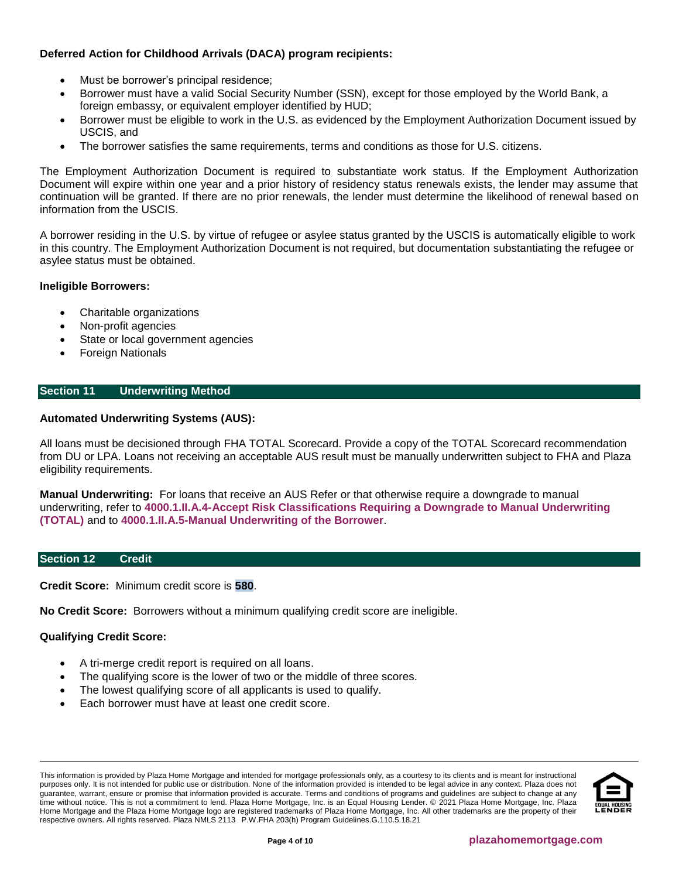**Deferred Action for Childhood Arrivals (DACA) program recipients:**

- Must be borrower's principal residence;
- Borrower must have a valid Social Security Number (SSN), except for those employed by the World Bank, a foreign embassy, or equivalent employer identified by HUD;
- Borrower must be eligible to work in the U.S. as evidenced by the Employment Authorization Document issued by USCIS, and
- The borrower satisfies the same requirements, terms and conditions as those for U.S. citizens.

The Employment Authorization Document is required to substantiate work status. If the Employment Authorization Document will expire within one year and a prior history of residency status renewals exists, the lender may assume that continuation will be granted. If there are no prior renewals, the lender must determine the likelihood of renewal based on information from the USCIS.

A borrower residing in the U.S. by virtue of refugee or asylee status granted by the USCIS is automatically eligible to work in this country. The Employment Authorization Document is not required, but documentation substantiating the refugee or asylee status must be obtained.

**Ineligible Borrowers:**

- Charitable organizations
- Non-profit agencies
- State or local government agencies
- Foreign Nationals

## Section 11 Underwriting Method

**Automated Underwriting Systems (AUS):**

All loans must be decisioned through FHA TOTAL Scorecard. Provide a copy of the TOTAL Scorecard recommendation from DU or LPA. Loans not receiving an acceptable AUS result must be manually underwritten subject to FHA and Plaza eligibility requirements.

**Manual Underwriting:** For loans that receive an AUS Refer or that otherwise require a downgrade to manual underwriting, refer to **4000.1.II.A.4-Accept Risk Classifications Requiring a Downgrade to Manual Underwriting (TOTAL)** and to **4000.1.II.A.5-Manual Underwriting of the Borrower**.

## Section 12 Credit

**Credit Score:** Minimum credit score is **580**.

**No Credit Score:** Borrowers without a minimum qualifying credit score are ineligible.

**Qualifying Credit Score:**

- A tri-merge credit report is required on all loans.
- The qualifying score is the lower of two or the middle of three scores.
- The lowest qualifying score of all applicants is used to qualify.
- Each borrower must have at least one credit score.

This information is provided by Plaza Home Mortgage and intended for mortgage professionals only, as a courtesy to its clients and is meant for instructional purposes only. It is not intended for public use or distribution. None of the information provided is intended to be legal advice in any context. Plaza does not guarantee, warrant, ensure or promise that information provided is accurate. Terms and conditions of programs and guidelines are subject to change at any time without notice. This is not a commitment to lend. Plaza Home Mortgage, Inc. is an Equal Housing Lender. © 2021 Plaza Home Mortgage, Inc. Plaza Home Mortgage and the Plaza Home Mortgage logo are registered trademarks of Plaza Home Mortgage, Inc. All other trademarks are the property of their respective owners. All rights reserved. Plaza NMLS 2113 P.W.FHA 203(h) Program Guidelines.G.110.5.18.21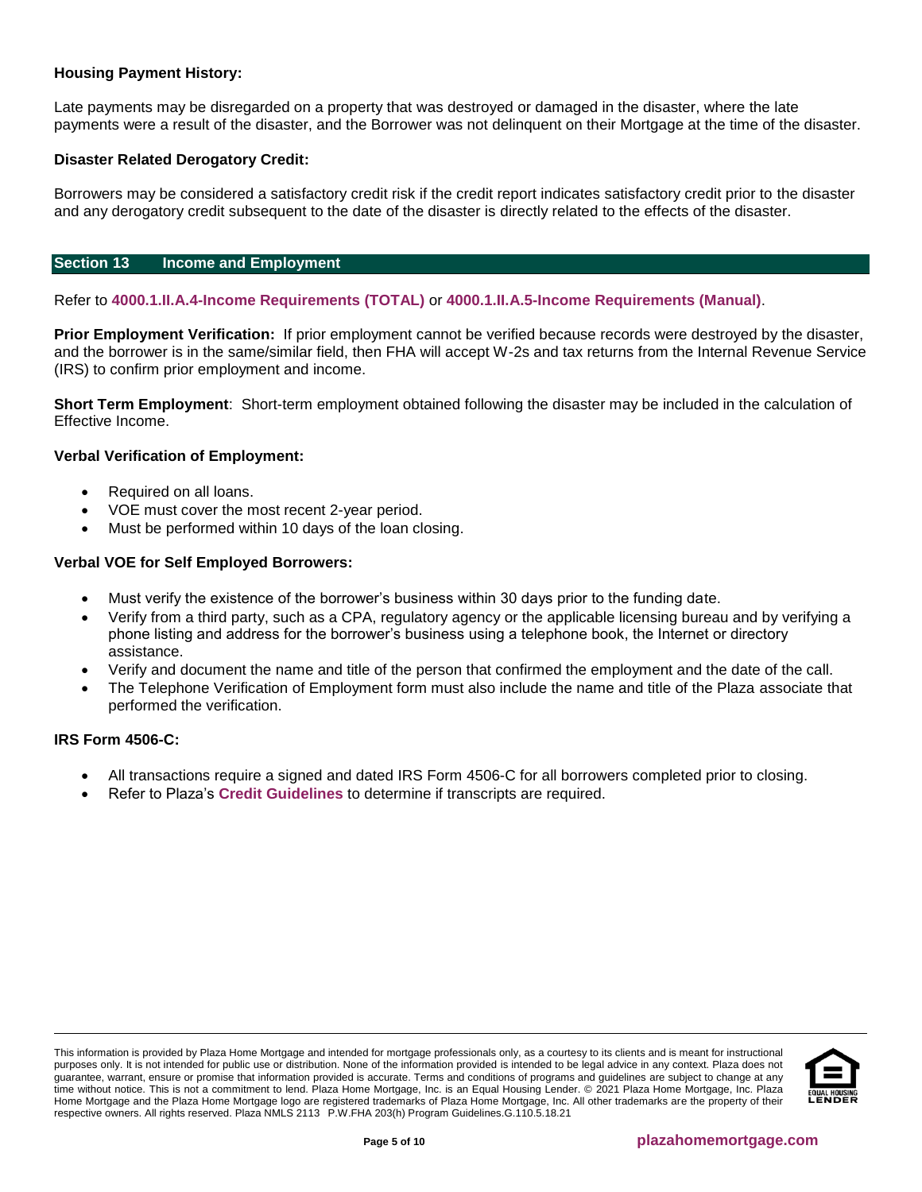**Housing Payment History:**

Late payments may be disregarded on a property that was destroyed or damaged in the disaster, where the late payments were a result of the disaster, and the Borrower was not delinquent on their Mortgage at the time of the disaster.

**Disaster Related Derogatory Credit:**

Borrowers may be considered a satisfactory credit risk if the credit report indicates satisfactory credit prior to the disaster and any derogatory credit subsequent to the date of the disaster is directly related to the effects of the disaster.

## Section 13 Income and Employment

Refer to **4000.1.II.A.4-Income Requirements (TOTAL)** or **4000.1.II.A.5-Income Requirements (Manual)**.

**Prior Employment Verification:** If prior employment cannot be verified because records were destroyed by the disaster, and the borrower is in the same/similar field, then FHA will accept W-2s and tax returns from the Internal Revenue Service (IRS) to confirm prior employment and income.

**Short Term Employment**: Short-term employment obtained following the disaster may be included in the calculation of Effective Income.

**Verbal Verification of Employment:**

- Required on all loans.
- VOE must cover the most recent 2-year period.
- Must be performed within 10 days of the loan closing.

**Verbal VOE for Self Employed Borrowers:**

- Must verify the existence of the borrower's business within 30 days prior to the funding date.
- Verify from a third party, such as a CPA, regulatory agency or the applicable licensing bureau and by verifying a phone listing and address for the borrower's business using a telephone book, the Internet or directory assistance.
- Verify and document the name and title of the person that confirmed the employment and the date of the call.
- The Telephone Verification of Employment form must also include the name and title of the Plaza associate that performed the verification.

**IRS Form 4506-C:**

- All transactions require a signed and dated IRS Form 4506-C for all borrowers completed prior to closing.
- Refer to Plaza's **Credit Guidelines** to determine if transcripts are required.

This information is provided by Plaza Home Mortgage and intended for mortgage professionals only, as a courtesy to its clients and is meant for instructional purposes only. It is not intended for public use or distribution. None of the information provided is intended to be legal advice in any context. Plaza does not guarantee, warrant, ensure or promise that information provided is accurate. Terms and conditions of programs and guidelines are subject to change at any time without notice. This is not a commitment to lend. Plaza Home Mortgage, Inc. is an Equal Housing Lender. © 2021 Plaza Home Mortgage, Inc. Plaza Home Mortgage and the Plaza Home Mortgage logo are registered trademarks of Plaza Home Mortgage, Inc. All other trademarks are the property of their respective owners. All rights reserved. Plaza NMLS 2113 P.W.FHA 203(h) Program Guidelines.G.110.5.18.21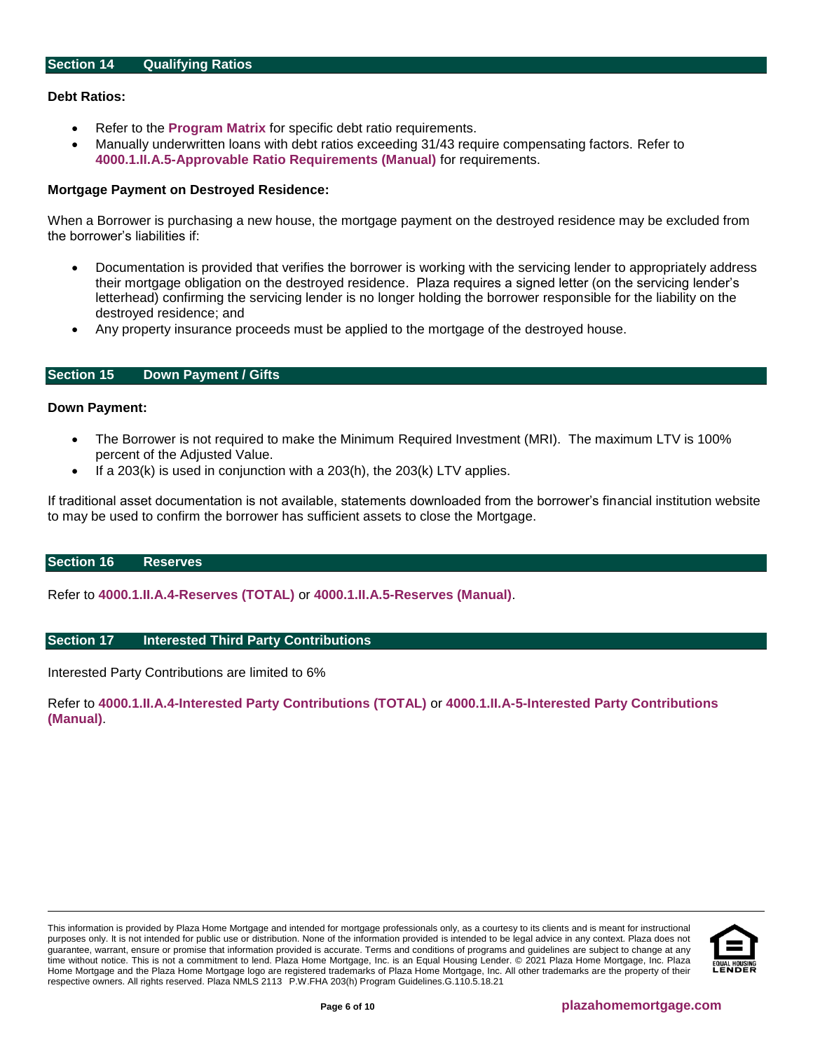## Section 14 Qualifying Ratios

**Debt Ratios:**

- Refer to the **Program Matrix** for specific debt ratio requirements.
- Manually underwritten loans with debt ratios exceeding 31/43 require compensating factors. Refer to **4000.1.II.A.5-Approvable Ratio Requirements (Manual)** for requirements.

**Mortgage Payment on Destroyed Residence:**

When a Borrower is purchasing a new house, the mortgage payment on the destroyed residence may be excluded from the borrower's liabilities if:

- Documentation is provided that verifies the borrower is working with the servicing lender to appropriately address their mortgage obligation on the destroyed residence. Plaza requires a signed letter (on the servicing lender's letterhead) confirming the servicing lender is no longer holding the borrower responsible for the liability on the destroyed residence; and
- Any property insurance proceeds must be applied to the mortgage of the destroyed house.

## Section 15 Down Payment / Gifts

**Down Payment:**

- The Borrower is not required to make the Minimum Required Investment (MRI). The maximum LTV is 100% percent of the Adjusted Value.
- If a 203(k) is used in conjunction with a 203(h), the 203(k) LTV applies.

If traditional asset documentation is not available, statements downloaded from the borrower's financial institution website to may be used to confirm the borrower has sufficient assets to close the Mortgage.

## Section 16 Reserves

Refer to **4000.1.II.A.4-Reserves (TOTAL)** or **4000.1.II.A.5-Reserves (Manual)**.

## Section 17 Interested Third Party Contributions

Interested Party Contributions are limited to 6%

Refer to **4000.1.II.A.4-Interested Party Contributions (TOTAL)** or **4000.1.II.A-5-Interested Party Contributions (Manual)**.

This information is provided by Plaza Home Mortgage and intended for mortgage professionals only, as a courtesy to its clients and is meant for instructional purposes only. It is not intended for public use or distribution. None of the information provided is intended to be legal advice in any context. Plaza does not guarantee, warrant, ensure or promise that information provided is accurate. Terms and conditions of programs and guidelines are subject to change at any time without notice. This is not a commitment to lend. Plaza Home Mortgage, Inc. is an Equal Housing Lender. © 2021 Plaza Home Mortgage, Inc. Plaza Home Mortgage and the Plaza Home Mortgage logo are registered trademarks of Plaza Home Mortgage, Inc. All other trademarks are the property of their respective owners. All rights reserved. Plaza NMLS 2113 P.W.FHA 203(h) Program Guidelines.G.110.5.18.21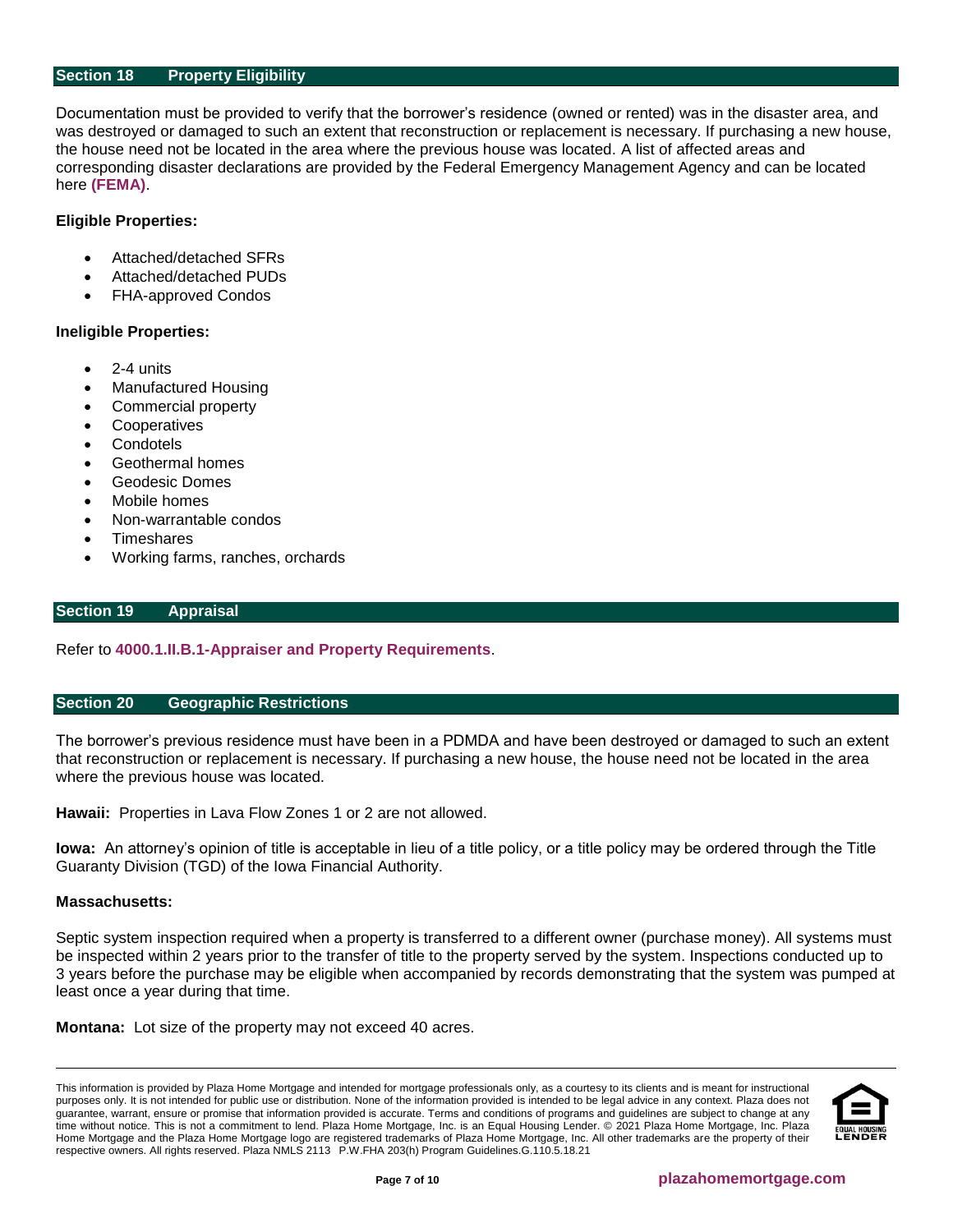## Section 18 Property Eligibility

Documentation must be provided to verify that the borrower's residence (owned or rented) was in the disaster area, and was destroyed or damaged to such an extent that reconstruction or replacement is necessary. If purchasing a new house, the house need not be located in the area where the previous house was located. A list of affected areas and corresponding disaster declarations are provided by the Federal Emergency Management Agency and can be located here **(FEMA)**.

**Eligible Properties:**

- Attached/detached SFRs
- Attached/detached PUDs
- FHA-approved Condos

**Ineligible Properties:**

- 2-4 units
- Manufactured Housing
- Commercial property
- Cooperatives
- Condotels
- Geothermal homes
- Geodesic Domes
- Mobile homes
- Non-warrantable condos
- Timeshares
- Working farms, ranches, orchards

## Section 19 Appraisal

Refer to **4000.1.II.B.1-Appraiser and Property Requirements**.

## Section 20 Geographic Restrictions

The borrower's previous residence must have been in a PDMDA and have been destroyed or damaged to such an extent that reconstruction or replacement is necessary. If purchasing a new house, the house need not be located in the area where the previous house was located.

**Hawaii:** Properties in Lava Flow Zones 1 or 2 are not allowed.

**Iowa:** An attorney's opinion of title is acceptable in lieu of a title policy, or a title policy may be ordered through the Title Guaranty Division (TGD) of the Iowa Financial Authority.

**Massachusetts:**

Septic system inspection required when a property is transferred to a different owner (purchase money). All systems must be inspected within 2 years prior to the transfer of title to the property served by the system. Inspections conducted up to 3 years before the purchase may be eligible when accompanied by records demonstrating that the system was pumped at least once a year during that time.

**Montana:** Lot size of the property may not exceed 40 acres.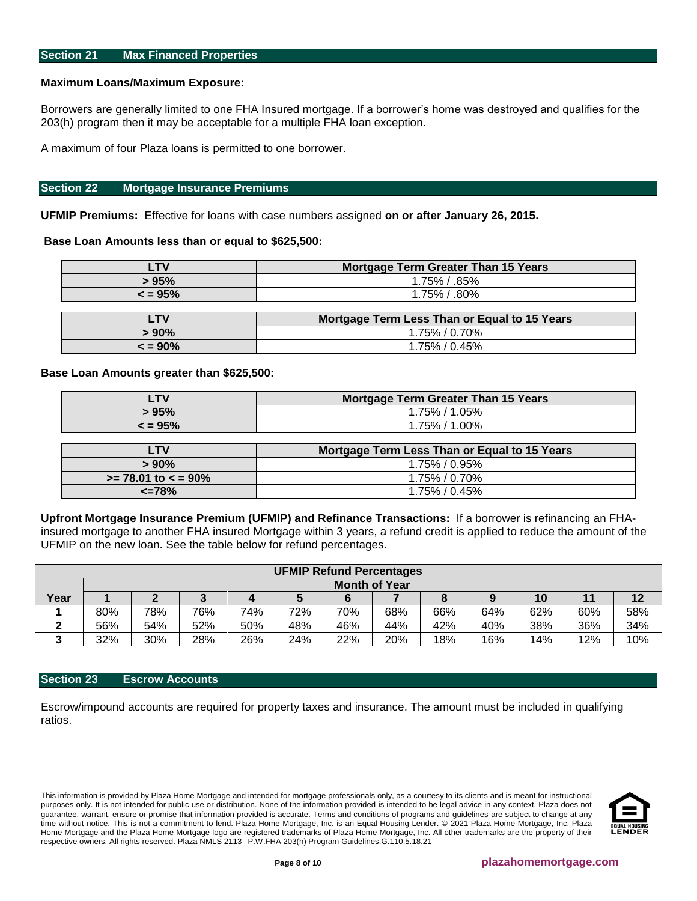## Section 21 Max Financed Properties

**Maximum Loans/Maximum Exposure:**

Borrowers are generally limited to one FHA Insured mortgage. If a borrower's home was destroyed and qualifies for the 203(h) program then it may be acceptable for a multiple FHA loan exception.

A maximum of four Plaza loans is permitted to one borrower.

## Section 22 Mortgage Insurance Premiums

**UFMIP Premiums:** Effective for loans with case numbers assigned **on or after January 26, 2015.**

**Base Loan Amounts less than or equal to $625,500:**

| LTV | Mortgage Term Greater Than 15 Years |
|---|---|
| > 95% | 1.75% / .85% |
| < = 95% | 1.75% / .80% |

| LTV | Mortgage Term Less Than or Equal to 15 Years |
|---|---|
| > 90% | 1.75% / 0.70% |
| < = 90% | 1.75% / 0.45% |

**Base Loan Amounts greater than $625,500:**

| LTV | Mortgage Term Greater Than 15 Years |
|---|---|
| > 95% | 1.75% / 1.05% |
| < = 95% | 1.75% / 1.00% |

| LTV | Mortgage Term Less Than or Equal to 15 Years |
|---|---|
| > 90% | 1.75% / 0.95% |
| >= 78.01 to < = 90% | 1.75% / 0.70% |
| <=78% | 1.75% / 0.45% |

**Upfront Mortgage Insurance Premium (UFMIP) and Refinance Transactions:** If a borrower is refinancing an FHA-insured mortgage to another FHA insured Mortgage within 3 years, a refund credit is applied to reduce the amount of the UFMIP on the new loan. See the table below for refund percentages.

| UFMIP Refund Percentages | | | | | | | | | | | | |
|---|---|---|---|---|---|---|---|---|---|---|---|---|
| | Month of Year | | | | | | | | | | | |
| Year | 1 | 2 | 3 | 4 | 5 | 6 | 7 | 8 | 9 | 10 | 11 | 12 |
| 1 | 80% | 78% | 76% | 74% | 72% | 70% | 68% | 66% | 64% | 62% | 60% | 58% |
| 2 | 56% | 54% | 52% | 50% | 48% | 46% | 44% | 42% | 40% | 38% | 36% | 34% |
| 3 | 32% | 30% | 28% | 26% | 24% | 22% | 20% | 18% | 16% | 14% | 12% | 10% |

## Section 23 Escrow Accounts

Escrow/impound accounts are required for property taxes and insurance. The amount must be included in qualifying ratios.

This information is provided by Plaza Home Mortgage and intended for mortgage professionals only, as a courtesy to its clients and is meant for instructional purposes only. It is not intended for public use or distribution. None of the information provided is intended to be legal advice in any context. Plaza does not guarantee, warrant, ensure or promise that information provided is accurate. Terms and conditions of programs and guidelines are subject to change at any time without notice. This is not a commitment to lend. Plaza Home Mortgage, Inc. is an Equal Housing Lender. © 2021 Plaza Home Mortgage, Inc. Plaza Home Mortgage and the Plaza Home Mortgage logo are registered trademarks of Plaza Home Mortgage, Inc. All other trademarks are the property of their respective owners. All rights reserved. Plaza NMLS 2113 P.W.FHA 203(h) Program Guidelines.G.110.5.18.21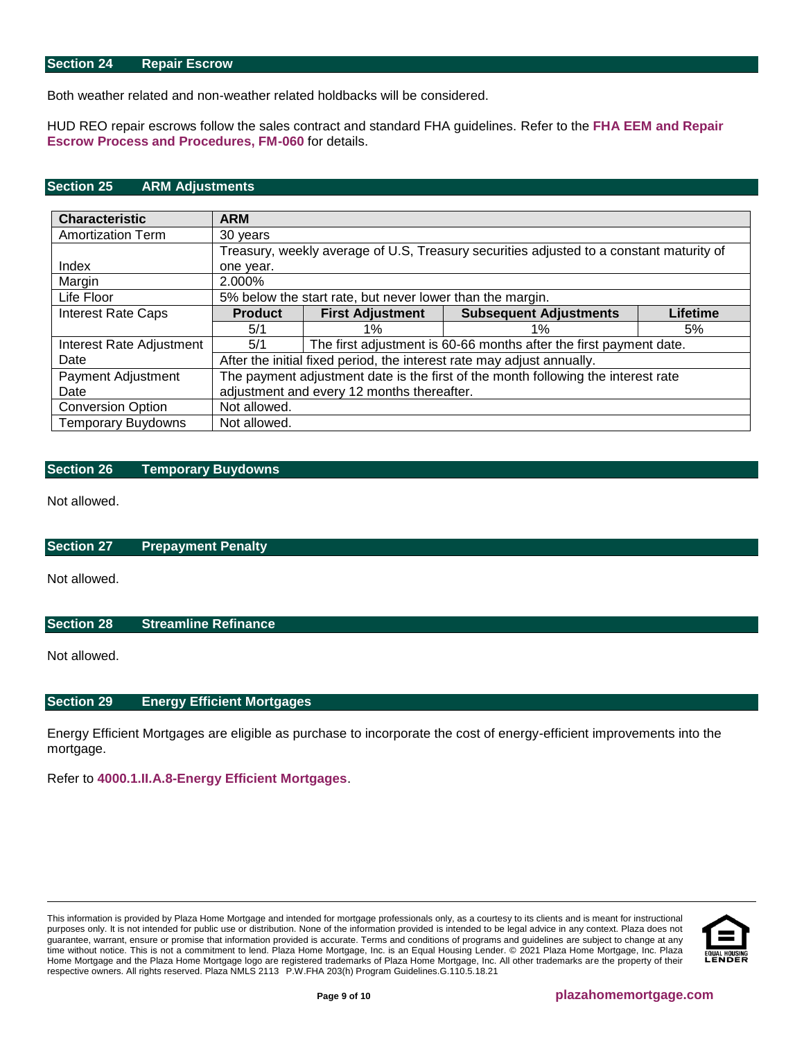## Section 24 Repair Escrow

Both weather related and non-weather related holdbacks will be considered.

HUD REO repair escrows follow the sales contract and standard FHA guidelines. Refer to the **FHA EEM and Repair Escrow Process and Procedures, FM-060** for details.

## Section 25 ARM Adjustments

| Characteristic | ARM | | | |
|---|---|---|---|---|
| Amortization Term | 30 years | | | |
| Index | Treasury, weekly average of U.S, Treasury securities adjusted to a constant maturity of one year. | | | |
| Margin | 2.000% | | | |
| Life Floor | 5% below the start rate, but never lower than the margin. | | | |
| Interest Rate Caps | **Product** | **First Adjustment** | **Subsequent Adjustments** | **Lifetime** |
| | 5/1 | 1% | 1% | 5% |
| Interest Rate Adjustment Date | 5/1 | The first adjustment is 60-66 months after the first payment date. | | |
| | After the initial fixed period, the interest rate may adjust annually. | | | |
| Payment Adjustment Date | The payment adjustment date is the first of the month following the interest rate adjustment and every 12 months thereafter. | | | |
| Conversion Option | Not allowed. | | | |
| Temporary Buydowns | Not allowed. | | | |

## Section 26 Temporary Buydowns

Not allowed.

## Section 27 Prepayment Penalty

Not allowed.

## Section 28 Streamline Refinance

Not allowed.

## Section 29 Energy Efficient Mortgages

Energy Efficient Mortgages are eligible as purchase to incorporate the cost of energy-efficient improvements into the mortgage.

Refer to **4000.1.II.A.8-Energy Efficient Mortgages**.

This information is provided by Plaza Home Mortgage and intended for mortgage professionals only, as a courtesy to its clients and is meant for instructional purposes only. It is not intended for public use or distribution. None of the information provided is intended to be legal advice in any context. Plaza does not guarantee, warrant, ensure or promise that information provided is accurate. Terms and conditions of programs and guidelines are subject to change at any time without notice. This is not a commitment to lend. Plaza Home Mortgage, Inc. is an Equal Housing Lender. © 2021 Plaza Home Mortgage, Inc. Plaza Home Mortgage and the Plaza Home Mortgage logo are registered trademarks of Plaza Home Mortgage, Inc. All other trademarks are the property of their respective owners. All rights reserved. Plaza NMLS 2113 P.W.FHA 203(h) Program Guidelines.G.110.5.18.21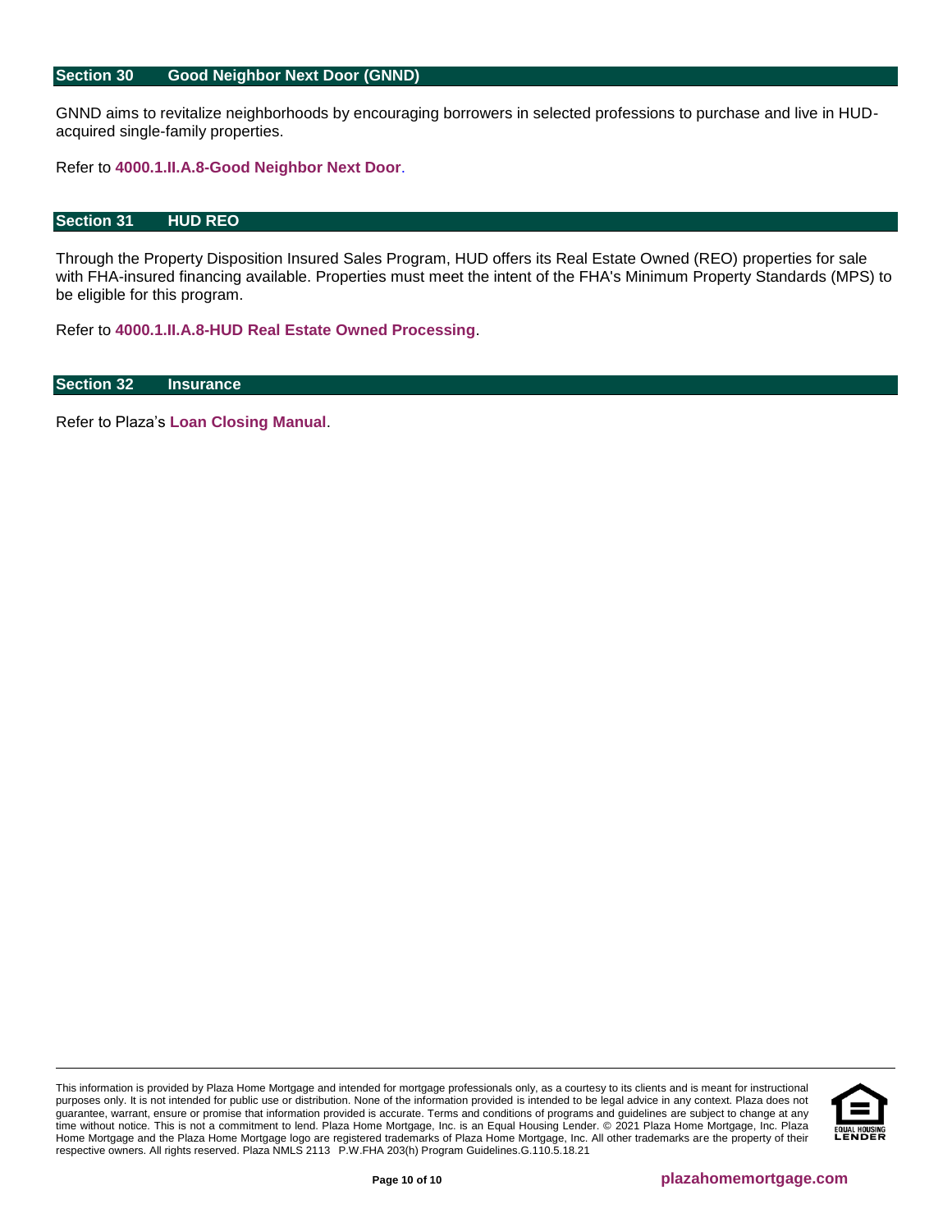## Section 30 Good Neighbor Next Door (GNND)

GNND aims to revitalize neighborhoods by encouraging borrowers in selected professions to purchase and live in HUD-acquired single-family properties.

Refer to **4000.1.II.A.8-Good Neighbor Next Door**.

## Section 31 HUD REO

Through the Property Disposition Insured Sales Program, HUD offers its Real Estate Owned (REO) properties for sale with FHA-insured financing available. Properties must meet the intent of the FHA's Minimum Property Standards (MPS) to be eligible for this program.

Refer to **4000.1.II.A.8-HUD Real Estate Owned Processing**.

## Section 32 Insurance

Refer to Plaza's **Loan Closing Manual**.

This information is provided by Plaza Home Mortgage and intended for mortgage professionals only, as a courtesy to its clients and is meant for instructional purposes only. It is not intended for public use or distribution. None of the information provided is intended to be legal advice in any context. Plaza does not guarantee, warrant, ensure or promise that information provided is accurate. Terms and conditions of programs and guidelines are subject to change at any time without notice. This is not a commitment to lend. Plaza Home Mortgage, Inc. is an Equal Housing Lender. © 2021 Plaza Home Mortgage, Inc. Plaza Home Mortgage and the Plaza Home Mortgage logo are registered trademarks of Plaza Home Mortgage, Inc. All other trademarks are the property of their respective owners. All rights reserved. Plaza NMLS 2113 P.W.FHA 203(h) Program Guidelines.G.110.5.18.21

plazahomemortgage.com